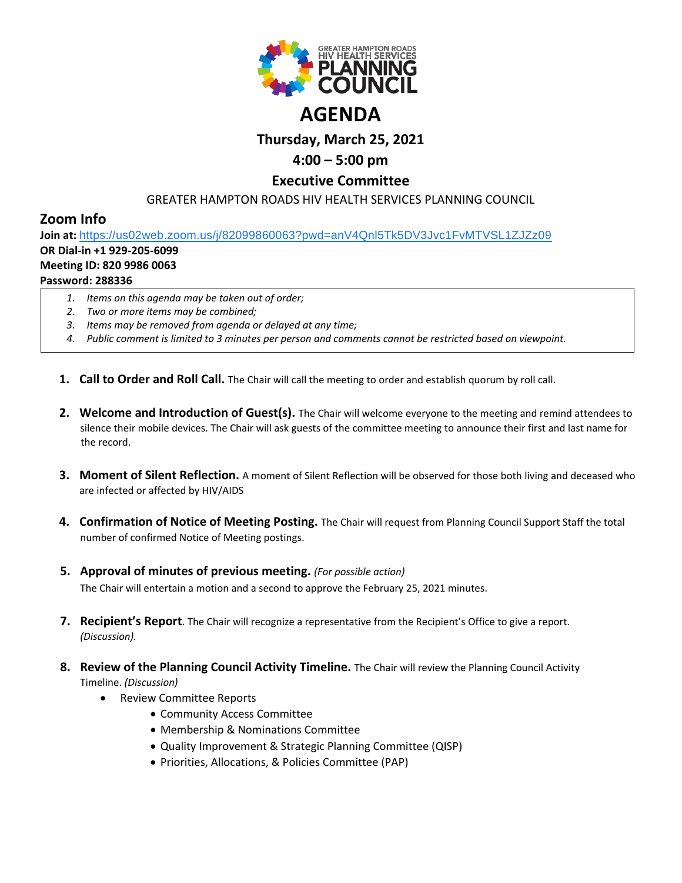GREATER HAMPTON ROADS HIV HEALTH SERVICES PLANNING COUNCIL

# AGENDA

## Thursday, March 25, 2021

## 4:00 – 5:00 pm

## Executive Committee

GREATER HAMPTON ROADS HIV HEALTH SERVICES PLANNING COUNCIL

## Zoom Info

**Join at:** https://us02web.zoom.us/j/82099860063?pwd=anV4Qnl5Tk5DV3Jvc1FvMTVSL1ZJZz09
**OR Dial-in +1 929-205-6099**
**Meeting ID: 820 9986 0063**
**Password: 288336**

1. *Items on this agenda may be taken out of order;*
2. *Two or more items may be combined;*
3. *Items may be removed from agenda or delayed at any time;*
4. *Public comment is limited to 3 minutes per person and comments cannot be restricted based on viewpoint.*

1. **Call to Order and Roll Call.** The Chair will call the meeting to order and establish quorum by roll call.

2. **Welcome and Introduction of Guest(s).** The Chair will welcome everyone to the meeting and remind attendees to silence their mobile devices. The Chair will ask guests of the committee meeting to announce their first and last name for the record.

3. **Moment of Silent Reflection.** A moment of Silent Reflection will be observed for those both living and deceased who are infected or affected by HIV/AIDS

4. **Confirmation of Notice of Meeting Posting.** The Chair will request from Planning Council Support Staff the total number of confirmed Notice of Meeting postings.

5. **Approval of minutes of previous meeting.** *(For possible action)*
   The Chair will entertain a motion and a second to approve the February 25, 2021 minutes.

7. **Recipient's Report**. The Chair will recognize a representative from the Recipient's Office to give a report. *(Discussion).*

8. **Review of the Planning Council Activity Timeline.** The Chair will review the Planning Council Activity Timeline. *(Discussion)*
   - Review Committee Reports
     - Community Access Committee
     - Membership & Nominations Committee
     - Quality Improvement & Strategic Planning Committee (QISP)
     - Priorities, Allocations, & Policies Committee (PAP)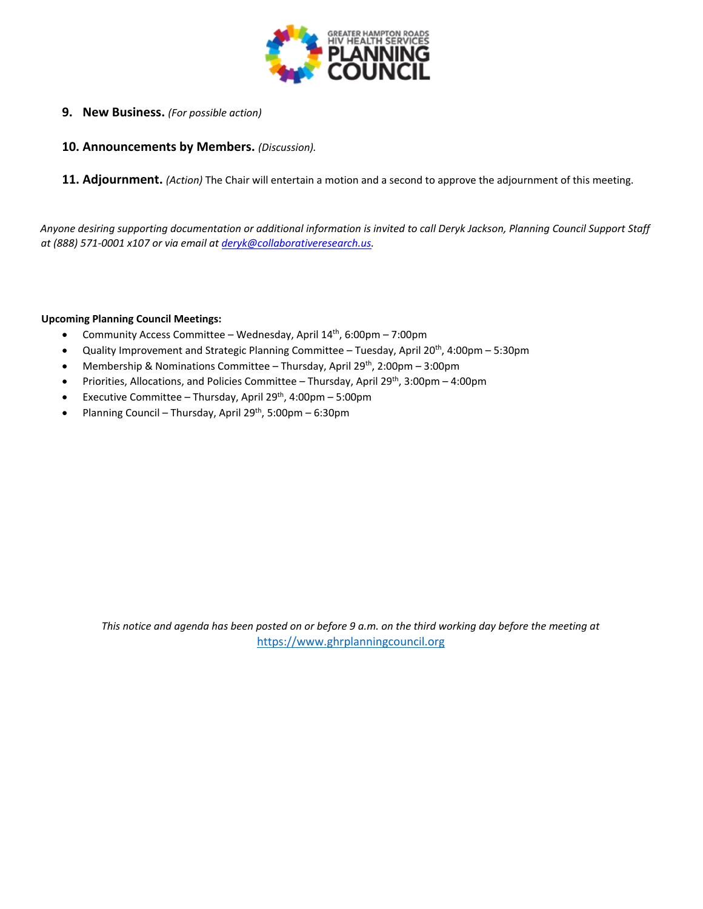9. **New Business.** *(For possible action)*

10. **Announcements by Members.** *(Discussion).*

11. **Adjournment.** *(Action)* The Chair will entertain a motion and a second to approve the adjournment of this meeting.

*Anyone desiring supporting documentation or additional information is invited to call Deryk Jackson, Planning Council Support Staff at (888) 571-0001 x107 or via email at deryk@collaborativeresearch.us.*

**Upcoming Planning Council Meetings:**

- Community Access Committee – Wednesday, April 14th, 6:00pm – 7:00pm
- Quality Improvement and Strategic Planning Committee – Tuesday, April 20th, 4:00pm – 5:30pm
- Membership & Nominations Committee – Thursday, April 29th, 2:00pm – 3:00pm
- Priorities, Allocations, and Policies Committee – Thursday, April 29th, 3:00pm – 4:00pm
- Executive Committee – Thursday, April 29th, 4:00pm – 5:00pm
- Planning Council – Thursday, April 29th, 5:00pm – 6:30pm

*This notice and agenda has been posted on or before 9 a.m. on the third working day before the meeting at* https://www.ghrplanningcouncil.org